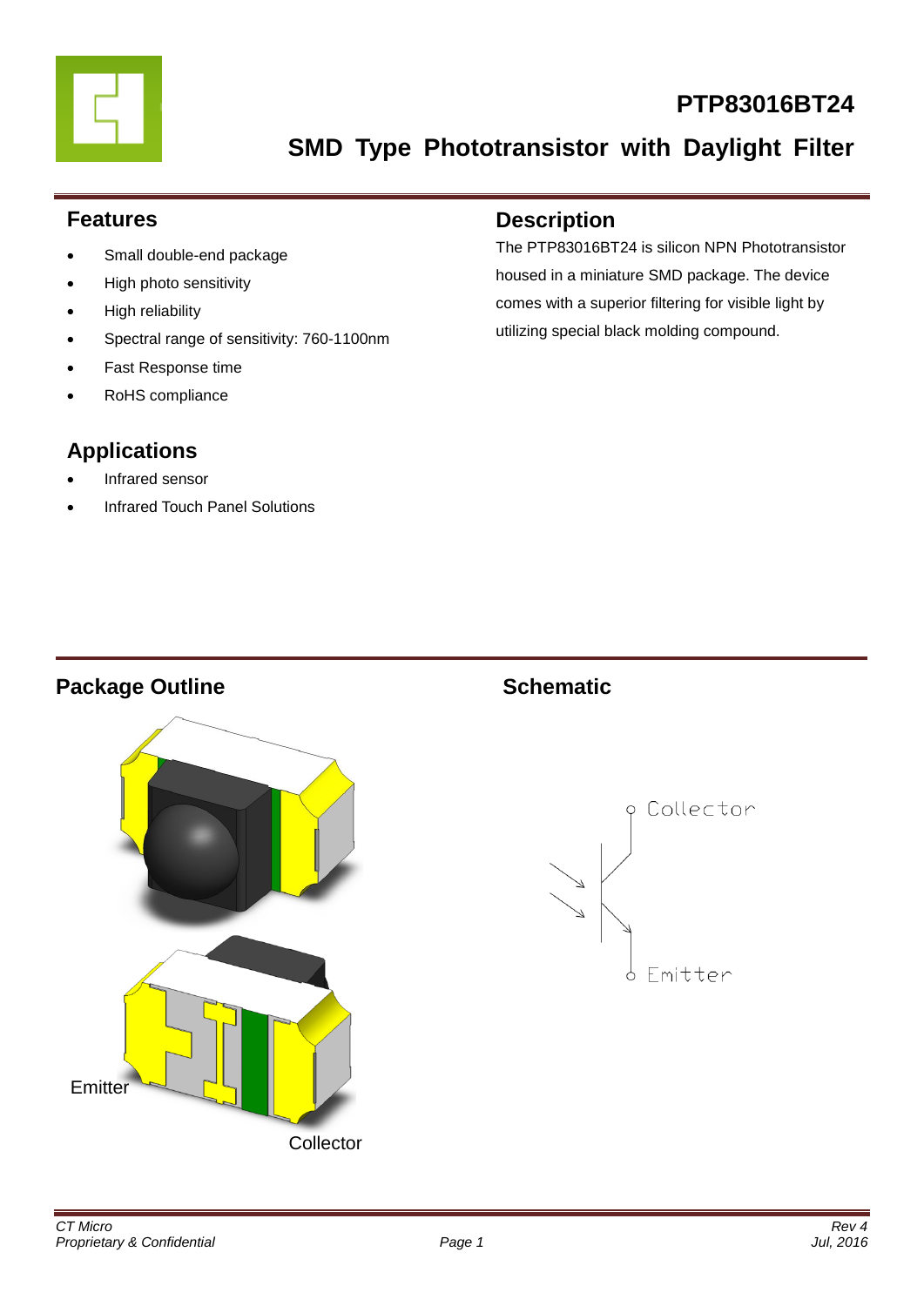# PTP83016BT24

## SMD Type Phototransistor with Daylight Filter

## Features

- Small double-end package
- High photo sensitivity
- High reliability
- Spectral range of sensitivity: 760-1100nm
- Fast Response time
- RoHS compliance

## Description

The PTP83016BT24 is silicon NPN Phototransistor housed in a miniature SMD package. The device comes with a superior filtering for visible light by utilizing special black molding compound.

## Applications

- Infrared sensor
- Infrared Touch Panel Solutions

## Package Outline

Emitter

Collector

## Schematic

Collector

Emitter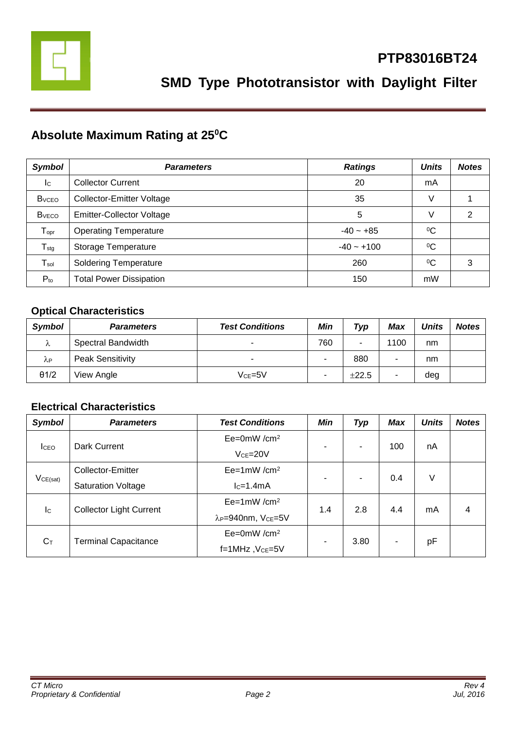# PTP83016BT24

## SMD Type Phototransistor with Daylight Filter

## Absolute Maximum Rating at 25⁰C

| *Symbol* | *Parameters* | *Ratings* | *Units* | *Notes* |
|---|---|---|---|---|
| $I_C$ | Collector Current | 20 | mA | |
| $B_{VCEO}$ | Collector-Emitter Voltage | 35 | V | 1 |
| $B_{VECO}$ | Emitter-Collector Voltage | 5 | V | 2 |
| $T_{opr}$ | Operating Temperature | -40 ~ +85 | ⁰C | |
| $T_{stg}$ | Storage Temperature | -40 ~ +100 | ⁰C | |
| $T_{sol}$ | Soldering Temperature | 260 | ⁰C | 3 |
| $P_{to}$ | Total Power Dissipation | 150 | mW | |

### Optical Characteristics

| *Symbol* | *Parameters* | *Test Conditions* | *Min* | *Typ* | *Max* | *Units* | *Notes* |
|---|---|---|---|---|---|---|---|
| $\lambda$ | Spectral Bandwidth | - | 760 | - | 1100 | nm | |
| $\lambda_P$ | Peak Sensitivity | - | - | 880 | - | nm | |
| θ1/2 | View Angle | $V_{CE}$=5V | - | ±22.5 | - | deg | |

### Electrical Characteristics

| *Symbol* | *Parameters* | *Test Conditions* | *Min* | *Typ* | *Max* | *Units* | *Notes* |
|---|---|---|---|---|---|---|---|
| $I_{CEO}$ | Dark Current | Ee=0mW /cm² $V_{CE}$=20V | - | - | 100 | nA | |
| $V_{CE(sat)}$ | Collector-Emitter Saturation Voltage | Ee=1mW /cm² $I_C$=1.4mA | - | - | 0.4 | V | |
| $I_C$ | Collector Light Current | Ee=1mW /cm² $\lambda_P$=940nm, $V_{CE}$=5V | 1.4 | 2.8 | 4.4 | mA | 4 |
| $C_T$ | Terminal Capacitance | Ee=0mW /cm² f=1MHz ,$V_{CE}$=5V | - | 3.80 | - | pF | |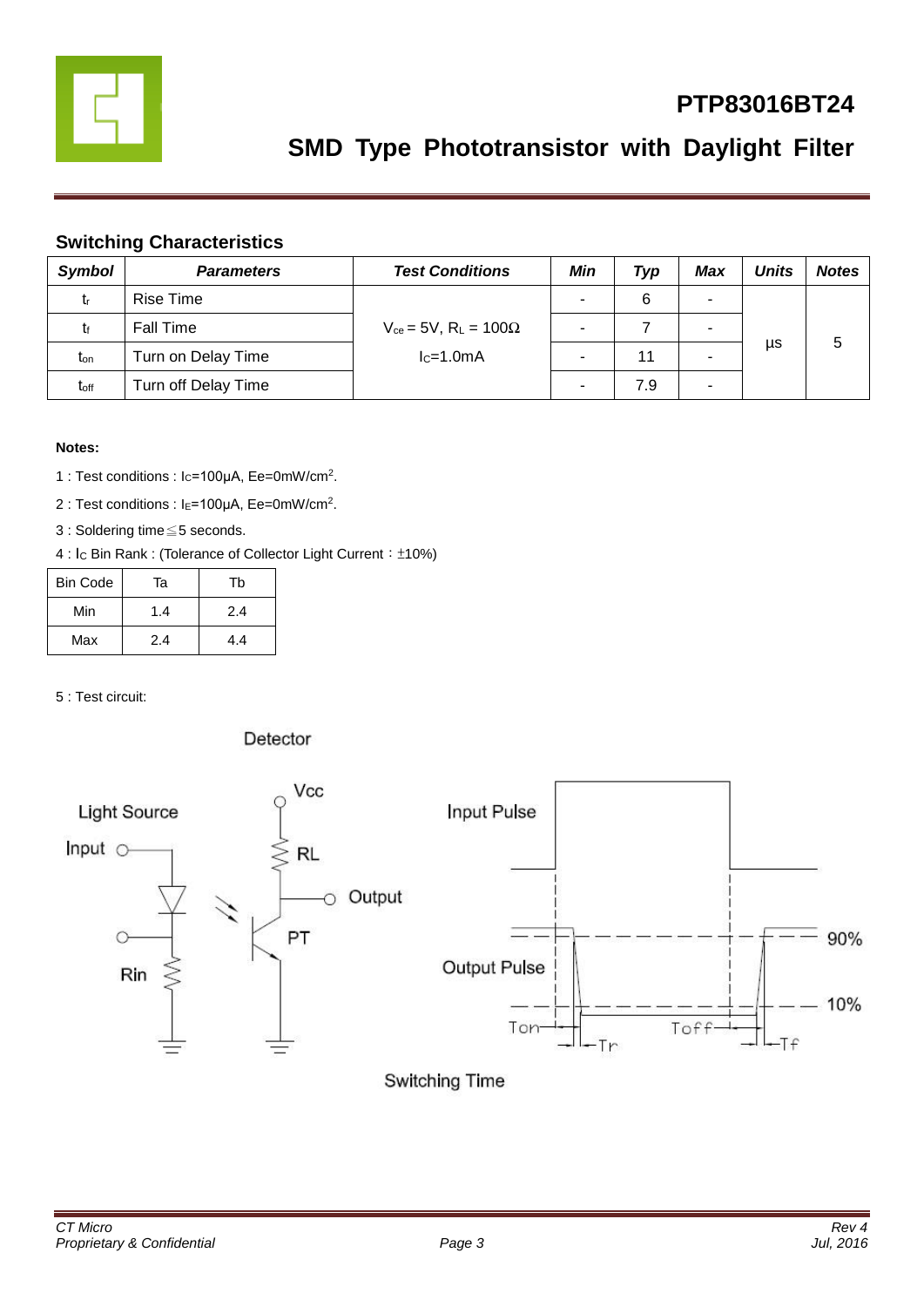# PTP83016BT24

## SMD Type Phototransistor with Daylight Filter

### Switching Characteristics

| Symbol | Parameters | Test Conditions | Min | Typ | Max | Units | Notes |
|---|---|---|---|---|---|---|---|
| $t_r$ | Rise Time | $V_{ce}$ = 5V, $R_L$ = 100Ω $I_C$=1.0mA | - | 6 | - | µs | 5 |
| $t_f$ | Fall Time | | - | 7 | - | | |
| $t_{on}$ | Turn on Delay Time | | - | 11 | - | | |
| $t_{off}$ | Turn off Delay Time | | - | 7.9 | - | | |

**Notes:**

1 : Test conditions : $I_C$=100µA, Ee=0mW/cm$^2$.

2 : Test conditions : $I_E$=100µA, Ee=0mW/cm$^2$.

3 : Soldering time≦5 seconds.

4 : $I_C$ Bin Rank : (Tolerance of Collector Light Current：±10%)

| Bin Code | Ta | Tb |
|---|---|---|
| Min | 1.4 | 2.4 |
| Max | 2.4 | 4.4 |

5 : Test circuit:

Detector

Light Source, Input, Rin, Vcc, RL, Output, PT

Input Pulse, Output Pulse, 90%, 10%, Ton, Tr, Toff, Tf

Switching Time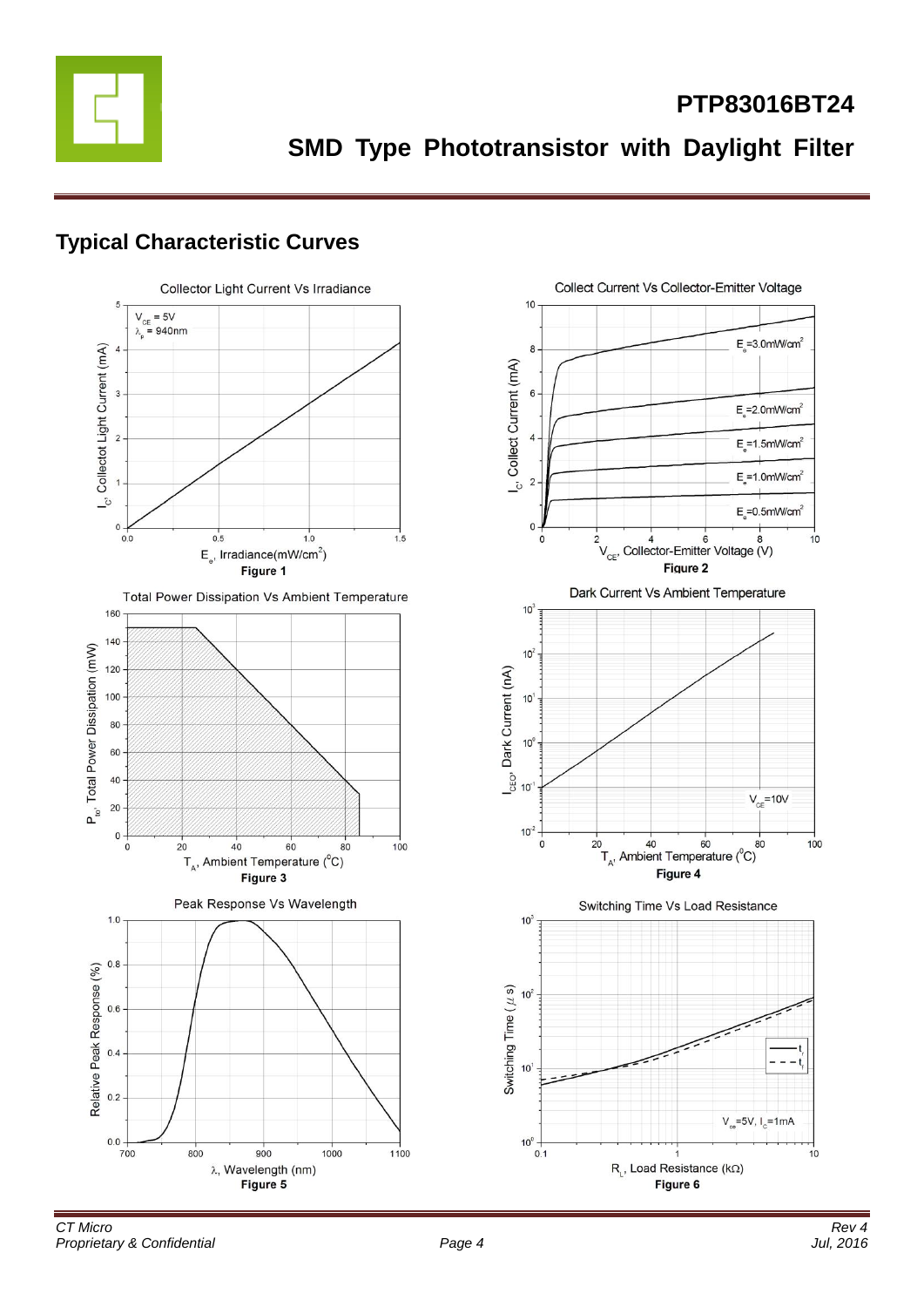## Typical Characteristic Curves

Collector Light Current Vs Irradiance

Figure 1

Collect Current Vs Collector-Emitter Voltage

Figure 2

Total Power Dissipation Vs Ambient Temperature

Figure 3

Dark Current Vs Ambient Temperature

Figure 4

Peak Response Vs Wavelength

Figure 5

Switching Time Vs Load Resistance

Figure 6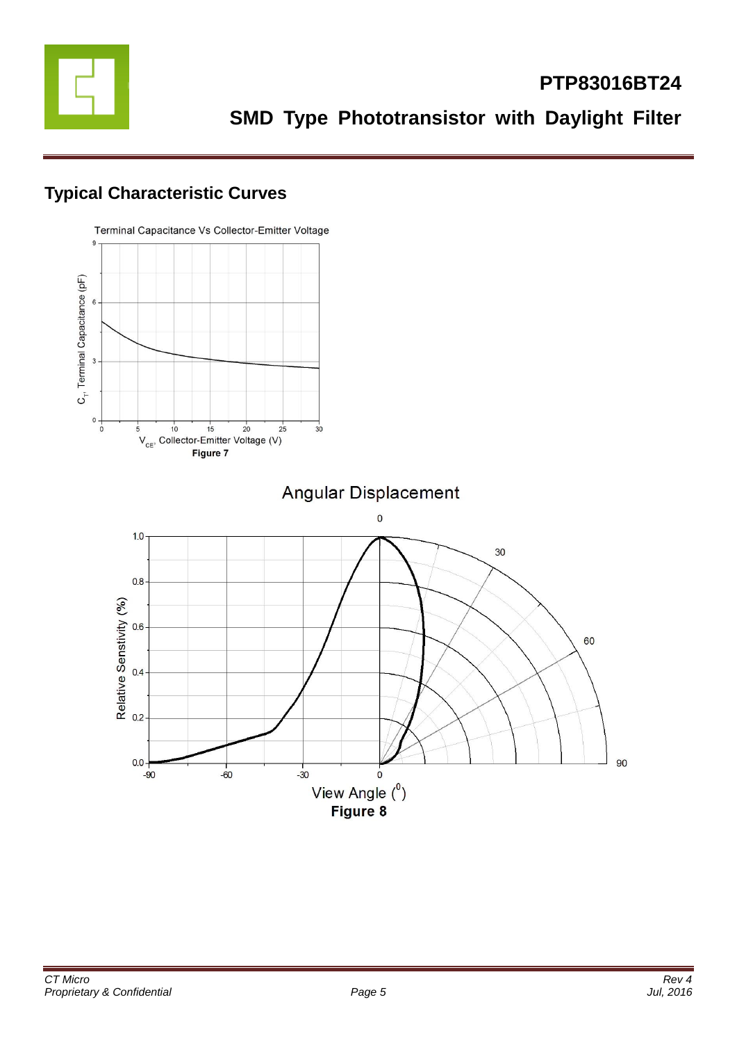## Typical Characteristic Curves

Terminal Capacitance Vs Collector-Emitter Voltage

Figure 7

Angular Displacement

Figure 8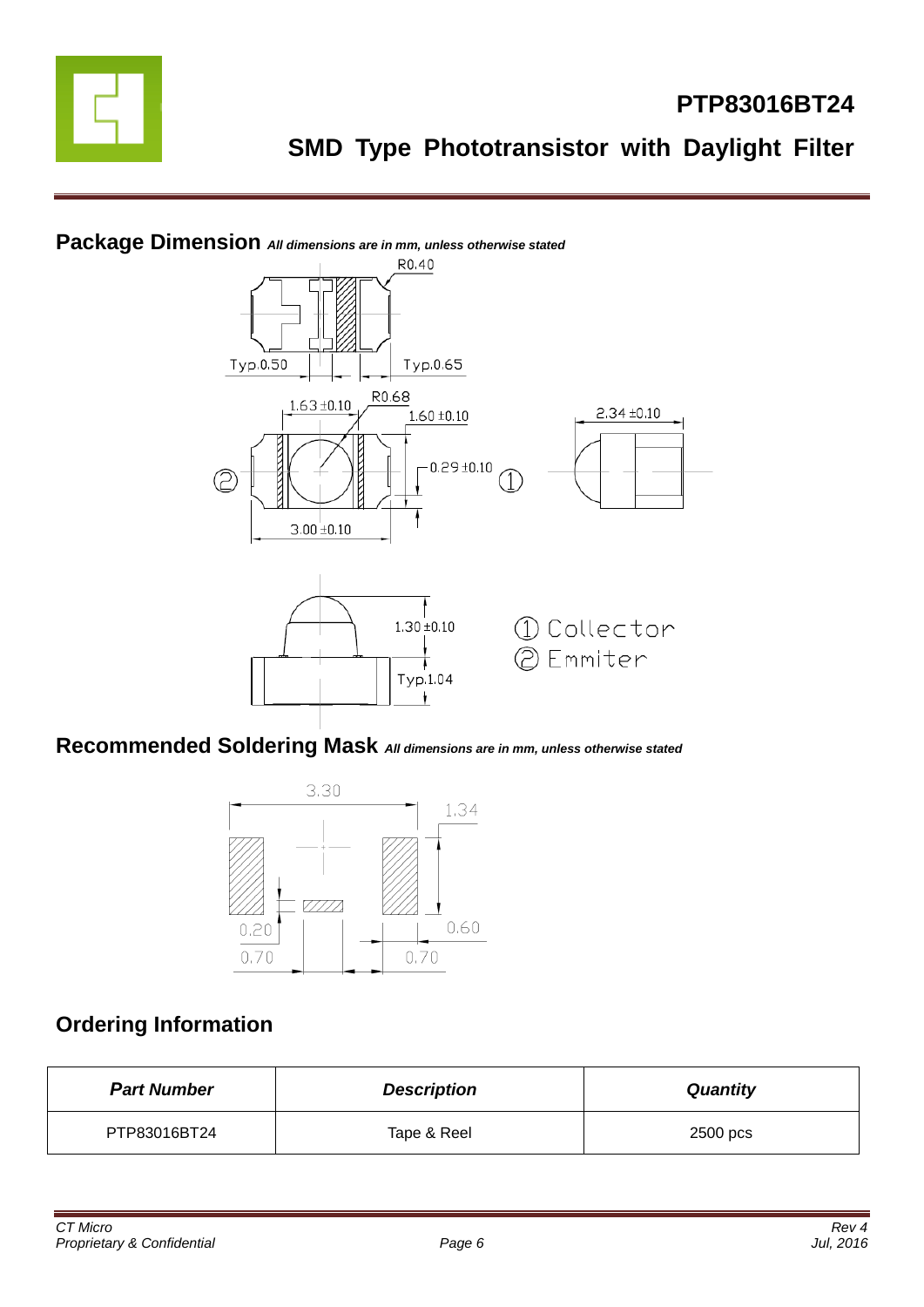# PTP83016BT24

## SMD Type Phototransistor with Daylight Filter

## Package Dimension *All dimensions are in mm, unless otherwise stated*

R0.40

Typ.0.50 Typ.0.65

R0.68

1.63 ±0.10 1.60 ±0.10 2.34 ±0.10

0.29 ±0.10

3.00 ±0.10

1.30 ±0.10

Typ.1.04

① Collector
② Emmiter

## Recommended Soldering Mask *All dimensions are in mm, unless otherwise stated*

3.30

1.34

0.20 0.60

0.70 0.70

## Ordering Information

| ***Part Number*** | ***Description*** | ***Quantity*** |
|---|---|---|
| PTP83016BT24 | Tape & Reel | 2500 pcs |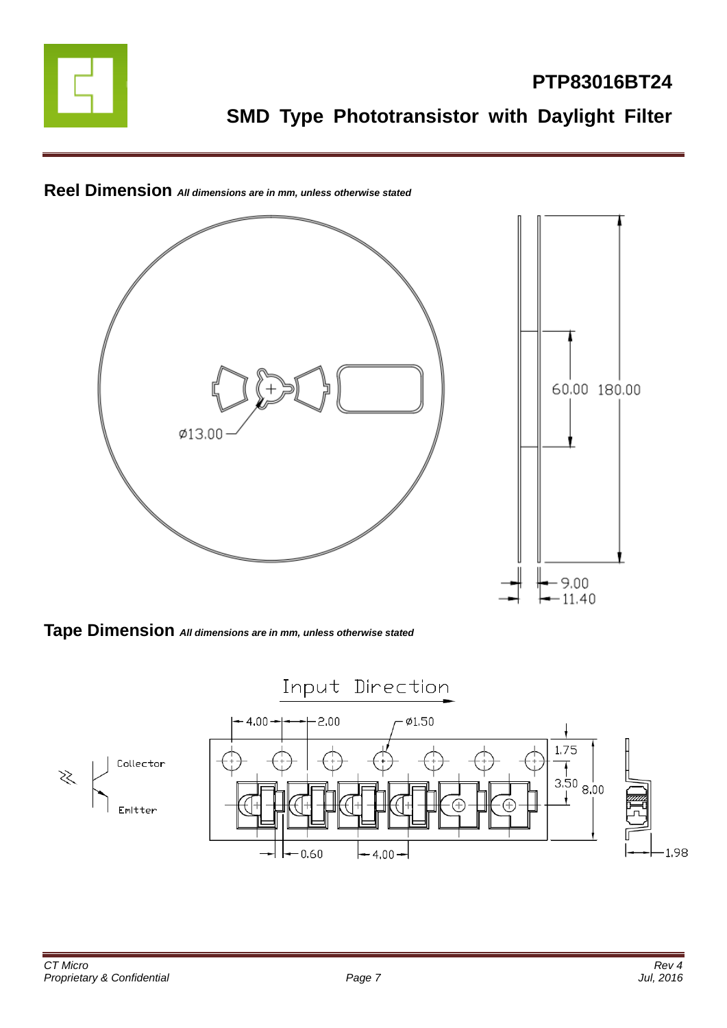## Reel Dimension *All dimensions are in mm, unless otherwise stated*

Ø13.00

60.00 180.00

9.00

11.40

## Tape Dimension *All dimensions are in mm, unless otherwise stated*

Input Direction

4.00 2.00 Ø1.50

1.75

3.50 8.00

0.60 4.00

1.98

Collector

Emitter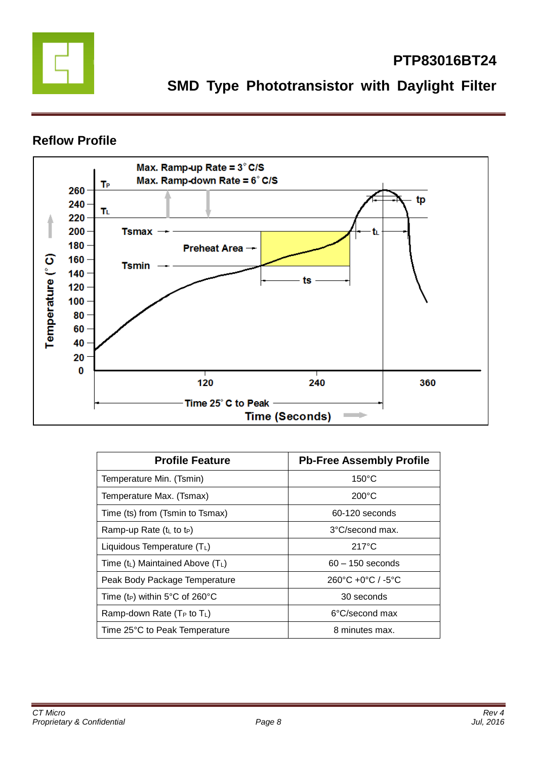## Reflow Profile

| Profile Feature | Pb-Free Assembly Profile |
|---|---|
| Temperature Min. (Tsmin) | 150°C |
| Temperature Max. (Tsmax) | 200°C |
| Time (ts) from (Tsmin to Tsmax) | 60-120 seconds |
| Ramp-up Rate ($t_L$ to $t_P$) | 3°C/second max. |
| Liquidous Temperature ($T_L$) | 217°C |
| Time ($t_L$) Maintained Above ($T_L$) | 60 – 150 seconds |
| Peak Body Package Temperature | 260°C +0°C / -5°C |
| Time ($t_P$) within 5°C of 260°C | 30 seconds |
| Ramp-down Rate ($T_P$ to $T_L$) | 6°C/second max |
| Time 25°C to Peak Temperature | 8 minutes max. |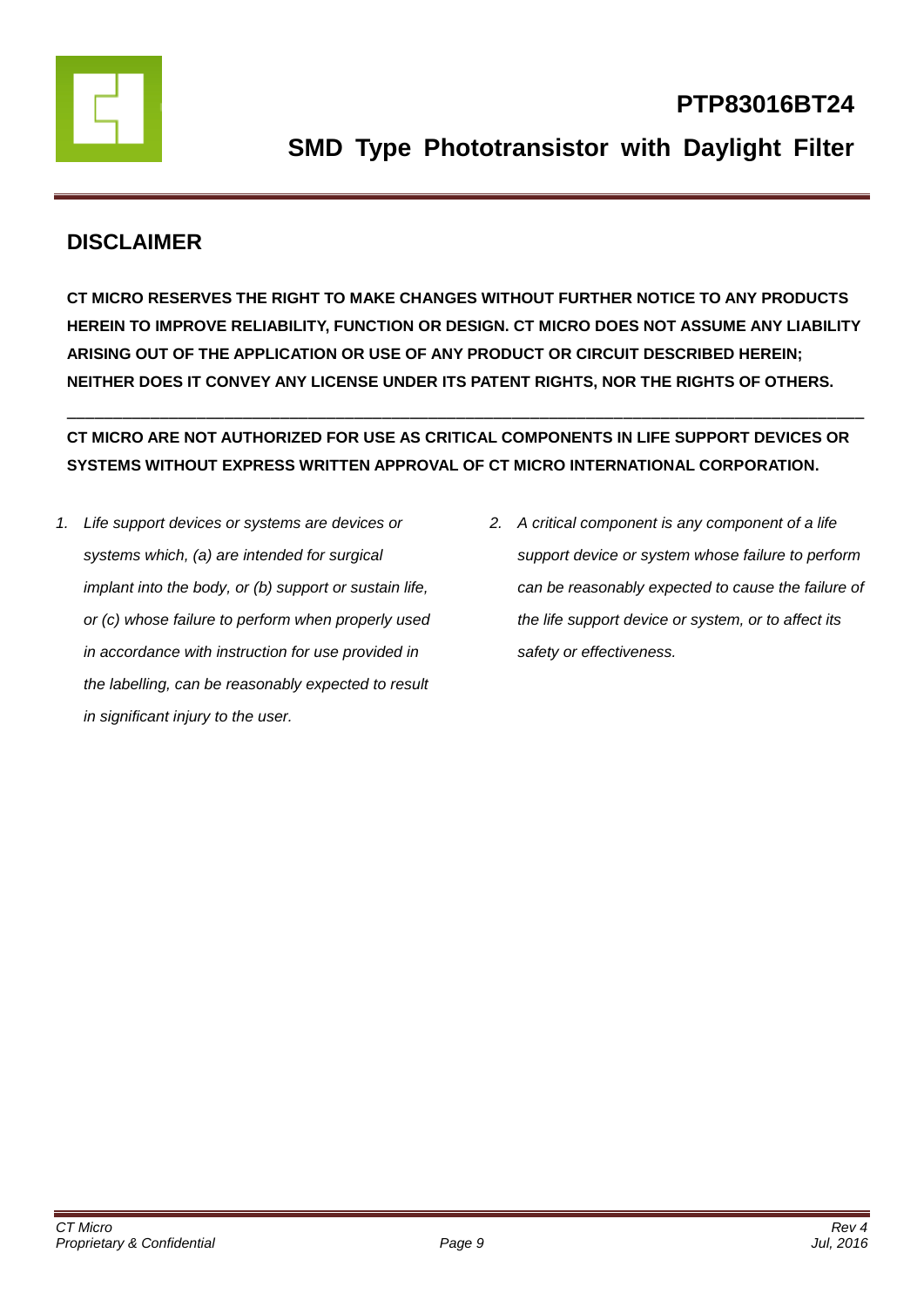## DISCLAIMER

**CT MICRO RESERVES THE RIGHT TO MAKE CHANGES WITHOUT FURTHER NOTICE TO ANY PRODUCTS HEREIN TO IMPROVE RELIABILITY, FUNCTION OR DESIGN. CT MICRO DOES NOT ASSUME ANY LIABILITY ARISING OUT OF THE APPLICATION OR USE OF ANY PRODUCT OR CIRCUIT DESCRIBED HEREIN; NEITHER DOES IT CONVEY ANY LICENSE UNDER ITS PATENT RIGHTS, NOR THE RIGHTS OF OTHERS.**

---

**CT MICRO ARE NOT AUTHORIZED FOR USE AS CRITICAL COMPONENTS IN LIFE SUPPORT DEVICES OR SYSTEMS WITHOUT EXPRESS WRITTEN APPROVAL OF CT MICRO INTERNATIONAL CORPORATION.**

1. *Life support devices or systems are devices or systems which, (a) are intended for surgical implant into the body, or (b) support or sustain life, or (c) whose failure to perform when properly used in accordance with instruction for use provided in the labelling, can be reasonably expected to result in significant injury to the user.*
2. *A critical component is any component of a life support device or system whose failure to perform can be reasonably expected to cause the failure of the life support device or system, or to affect its safety or effectiveness.*